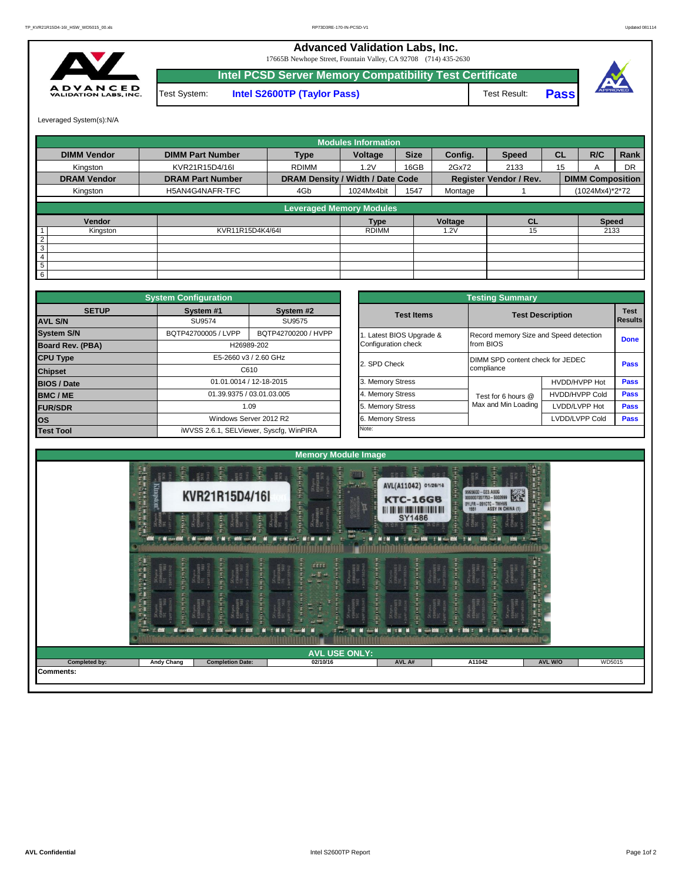# Advanced Validation Labs, Inc.

17665B Newhope Street, Fountain Valley, CA 92708 (714) 435-2630

## Intel PCSD Server Memory Compatibility Test Certificate

Test System: **Intel S2600TP (Taylor Pass)** Test Result: **Pass**

Leveraged System(s):N/A

| Modules Information | | | | | | | | | |
|---|---|---|---|---|---|---|---|---|---|
| **DIMM Vendor** | **DIMM Part Number** | **Type** | **Voltage** | **Size** | **Config.** | **Speed** | **CL** | **R/C** | **Rank** |
| Kingston | KVR21R15D4/16I | RDIMM | 1.2V | 16GB | 2Gx72 | 2133 | 15 | A | DR |
| **DRAM Vendor** | **DRAM Part Number** | **DRAM Density / Width / Date Code** | | | **Register Vendor / Rev.** | | **DIMM Composition** | | |
| Kingston | H5AN4G4NAFR-TFC | 4Gb | 1024Mx4bit | 1547 | Montage | 1 | (1024Mx4)*2*72 | | |

**Leveraged Memory Modules**

| | Vendor | | Type | Voltage | CL | Speed |
|---|---|---|---|---|---|---|
| 1 | Kingston | KVR11R15D4K4/64I | RDIMM | 1.2V | 15 | 2133 |
| 2 | | | | | | |
| 3 | | | | | | |
| 4 | | | | | | |
| 5 | | | | | | |
| 6 | | | | | | |

**System Configuration**

| SETUP | System #1 | System #2 |
|---|---|---|
| AVL S/N | SU9574 | SU9575 |
| System S/N | BQTP42700005 / LVPP | BQTP42700200 / HVPP |
| Board Rev. (PBA) | H26989-202 | |
| CPU Type | E5-2660 v3 / 2.60 GHz | |
| Chipset | C610 | |
| BIOS / Date | 01.01.0014 / 12-18-2015 | |
| BMC / ME | 01.39.9375 / 03.01.03.005 | |
| FUR/SDR | 1.09 | |
| OS | Windows Server 2012 R2 | |
| Test Tool | iWVSS 2.6.1, SELViewer, Syscfg, WinPIRA | |

**Testing Summary**

| Test Items | Test Description | | Test Results |
|---|---|---|---|
| 1. Latest BIOS Upgrade & Configuration check | Record memory Size and Speed detection from BIOS | | Done |
| 2. SPD Check | DIMM SPD content check for JEDEC compliance | | Pass |
| 3. Memory Stress | Test for 6 hours @ Max and Min Loading | HVDD/HVPP Hot | Pass |
| 4. Memory Stress | | HVDD/HVPP Cold | Pass |
| 5. Memory Stress | | LVDD/LVPP Hot | Pass |
| 6. Memory Stress | | LVDD/LVPP Cold | Pass |
| Note: | | | |

**Memory Module Image**

**AVL USE ONLY:**

| Completed by: | Andy Chang | Completion Date: | 02/10/16 | AVL A# | A11042 | AVL W/O | WD5015 |
|---|---|---|---|---|---|---|---|

Comments: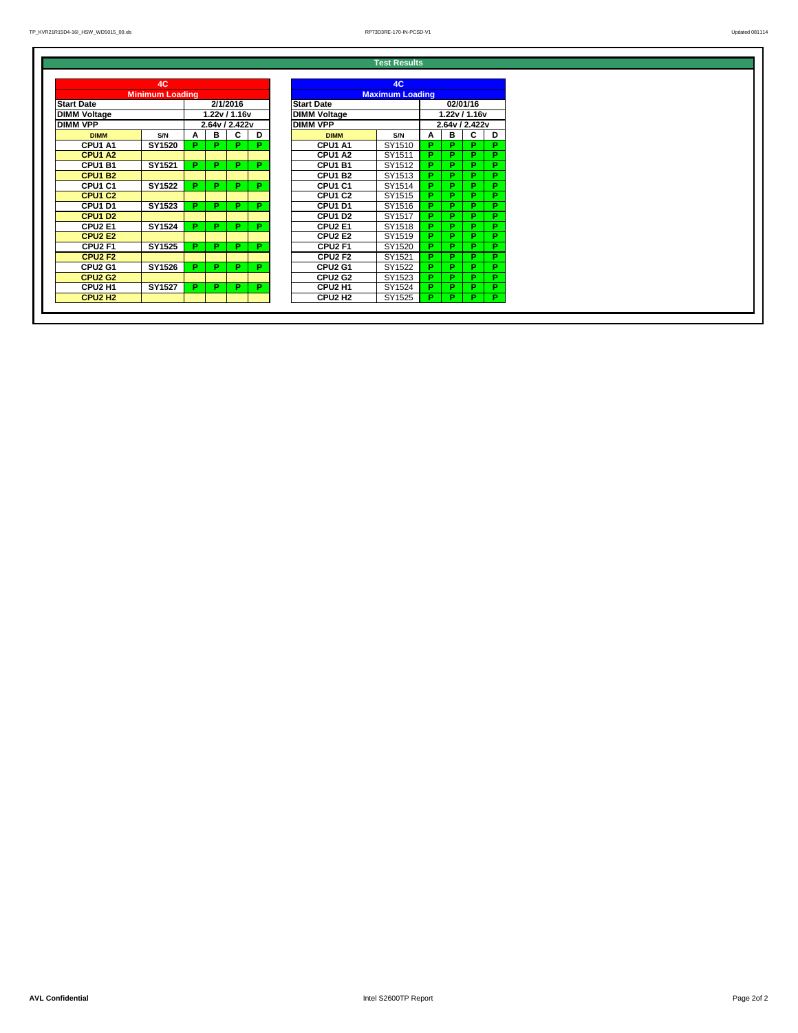## Test Results

| 4C Minimum Loading | | | | | |
|---|---|---|---|---|---|
| Start Date | | 2/1/2016 | | | |
| DIMM Voltage | | 1.22v / 1.16v | | | |
| DIMM VPP | | 2.64v / 2.422v | | | |
| DIMM | S/N | A | B | C | D |
| CPU1 A1 | SY1520 | P | P | P | P |
| CPU1 A2 | | | | | |
| CPU1 B1 | SY1521 | P | P | P | P |
| CPU1 B2 | | | | | |
| CPU1 C1 | SY1522 | P | P | P | P |
| CPU1 C2 | | | | | |
| CPU1 D1 | SY1523 | P | P | P | P |
| CPU1 D2 | | | | | |
| CPU2 E1 | SY1524 | P | P | P | P |
| CPU2 E2 | | | | | |
| CPU2 F1 | SY1525 | P | P | P | P |
| CPU2 F2 | | | | | |
| CPU2 G1 | SY1526 | P | P | P | P |
| CPU2 G2 | | | | | |
| CPU2 H1 | SY1527 | P | P | P | P |
| CPU2 H2 | | | | | |

| 4C Maximum Loading | | | | | |
|---|---|---|---|---|---|
| Start Date | | 02/01/16 | | | |
| DIMM Voltage | | 1.22v / 1.16v | | | |
| DIMM VPP | | 2.64v / 2.422v | | | |
| DIMM | S/N | A | B | C | D |
| CPU1 A1 | SY1510 | P | P | P | P |
| CPU1 A2 | SY1511 | P | P | P | P |
| CPU1 B1 | SY1512 | P | P | P | P |
| CPU1 B2 | SY1513 | P | P | P | P |
| CPU1 C1 | SY1514 | P | P | P | P |
| CPU1 C2 | SY1515 | P | P | P | P |
| CPU1 D1 | SY1516 | P | P | P | P |
| CPU1 D2 | SY1517 | P | P | P | P |
| CPU2 E1 | SY1518 | P | P | P | P |
| CPU2 E2 | SY1519 | P | P | P | P |
| CPU2 F1 | SY1520 | P | P | P | P |
| CPU2 F2 | SY1521 | P | P | P | P |
| CPU2 G1 | SY1522 | P | P | P | P |
| CPU2 G2 | SY1523 | P | P | P | P |
| CPU2 H1 | SY1524 | P | P | P | P |
| CPU2 H2 | SY1525 | P | P | P | P |